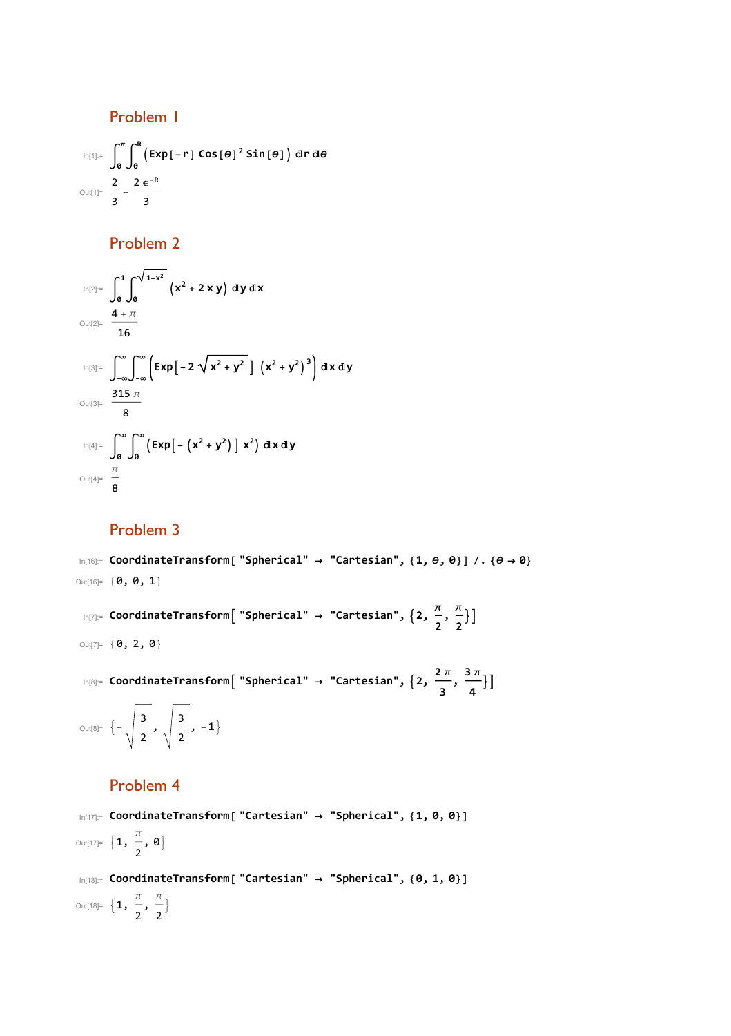## Problem 1

In[1]:= $$\int_0^{\pi}\int_0^{R} \left(\text{Exp}[-r]\,\text{Cos}[\theta]^2\,\text{Sin}[\theta]\right) \, dr \, d\theta$$

Out[1]= $$\frac{2}{3} - \frac{2 e^{-R}}{3}$$

## Problem 2

In[2]:= $$\int_0^{1}\int_0^{\sqrt{1-x^2}} \left(x^2 + 2\,x\,y\right) \, dy \, dx$$

Out[2]= $$\frac{4+\pi}{16}$$

In[3]:= $$\int_{-\infty}^{\infty}\int_{-\infty}^{\infty} \left(\text{Exp}\left[-2\sqrt{x^2+y^2}\right]\left(x^2+y^2\right)^3\right) \, dx \, dy$$

Out[3]= $$\frac{315\,\pi}{8}$$

In[4]:= $$\int_0^{\infty}\int_0^{\infty} \left(\text{Exp}\left[-\left(x^2+y^2\right)\right] x^2\right) \, dx \, dy$$

Out[4]= $$\frac{\pi}{8}$$

## Problem 3

In[16]:=
```
CoordinateTransform["Spherical" → "Cartesian", {1, θ, 0}] /. {θ → 0}
```

Out[16]= {0, 0, 1}

In[7]:=
```
CoordinateTransform["Spherical" → "Cartesian", {2, π/2, π/2}]
```

Out[7]= {0, 2, 0}

In[8]:=
```
CoordinateTransform["Spherical" → "Cartesian", {2, 2π/3, 3π/4}]
```

Out[8]= $$\left\{-\sqrt{\frac{3}{2}}, \sqrt{\frac{3}{2}}, -1\right\}$$

## Problem 4

In[17]:=
```
CoordinateTransform["Cartesian" → "Spherical", {1, 0, 0}]
```

Out[17]= $$\left\{1, \frac{\pi}{2}, 0\right\}$$

In[18]:=
```
CoordinateTransform["Cartesian" → "Spherical", {0, 1, 0}]
```

Out[18]= $$\left\{1, \frac{\pi}{2}, \frac{\pi}{2}\right\}$$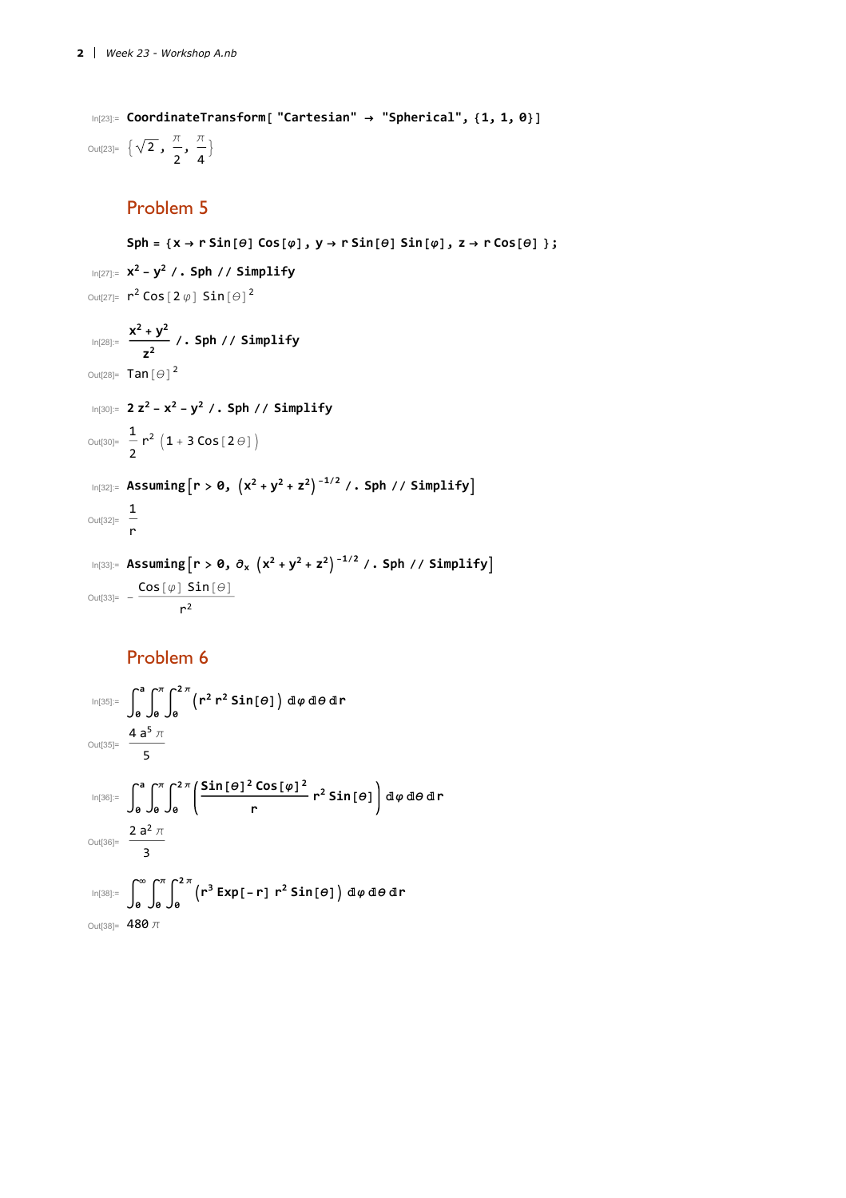In[23]:=
```
CoordinateTransform["Cartesian" → "Spherical", {1, 1, 0}]
```

Out[23]= $\left\{\sqrt{2}, \frac{\pi}{2}, \frac{\pi}{4}\right\}$

## Problem 5

```
Sph = {x → r Sin[θ] Cos[φ], y → r Sin[θ] Sin[φ], z → r Cos[θ] };
```

In[27]:=
```
x^2 - y^2 /. Sph // Simplify
```

Out[27]= $r^2 \operatorname{Cos}[2\varphi] \operatorname{Sin}[\theta]^2$

In[28]:=
```
(x^2 + y^2)/z^2 /. Sph // Simplify
```

Out[28]= $\operatorname{Tan}[\theta]^2$

In[30]:=
```
2 z^2 - x^2 - y^2 /. Sph // Simplify
```

Out[30]= $\frac{1}{2} r^2 (1 + 3 \operatorname{Cos}[2\theta])$

In[32]:=
```
Assuming[r > 0, (x^2 + y^2 + z^2)^(-1/2) /. Sph // Simplify]
```

Out[32]= $\frac{1}{r}$

In[33]:=
```
Assuming[r > 0, ∂x (x^2 + y^2 + z^2)^(-1/2) /. Sph // Simplify]
```

Out[33]= $-\frac{\operatorname{Cos}[\varphi] \operatorname{Sin}[\theta]}{r^2}$

## Problem 6

In[35]:= $\int_0^a \int_0^\pi \int_0^{2\pi} \left(r^2\, r^2 \operatorname{Sin}[\theta]\right) d\varphi\, d\theta\, dr$

Out[35]= $\frac{4 a^5 \pi}{5}$

In[36]:= $\int_0^a \int_0^\pi \int_0^{2\pi} \left(\frac{\operatorname{Sin}[\theta]^2 \operatorname{Cos}[\varphi]^2}{r} r^2 \operatorname{Sin}[\theta]\right) d\varphi\, d\theta\, dr$

Out[36]= $\frac{2 a^2 \pi}{3}$

In[38]:= $\int_0^\infty \int_0^\pi \int_0^{2\pi} \left(r^3 \operatorname{Exp}[-r]\, r^2 \operatorname{Sin}[\theta]\right) d\varphi\, d\theta\, dr$

Out[38]= $480\,\pi$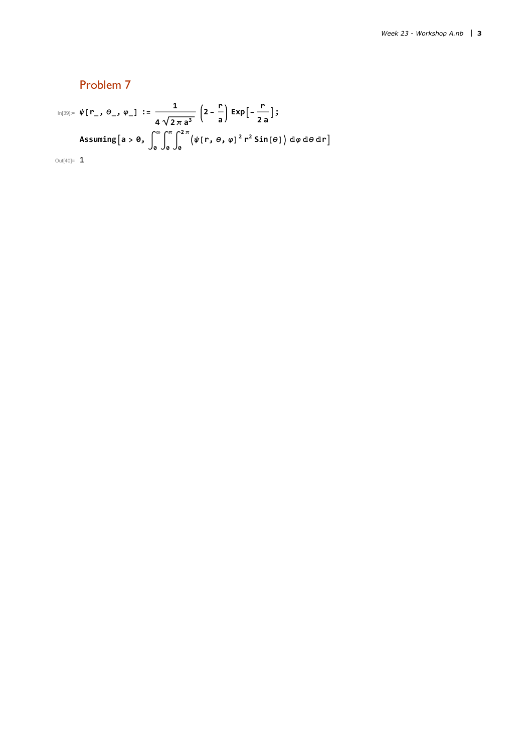## Problem 7

In[39]:= $\psi[r\_, \theta\_, \varphi\_] := \frac{1}{4\sqrt{2\pi a^3}}\left(2 - \frac{r}{a}\right) \text{Exp}\left[-\frac{r}{2a}\right];$

$\text{Assuming}\left[a > 0, \int_0^\infty \int_0^\pi \int_0^{2\pi} \left(\psi[r, \theta, \varphi]^2 \, r^2 \, \text{Sin}[\theta]\right) \, d\varphi \, d\theta \, dr\right]$

Out[40]= 1